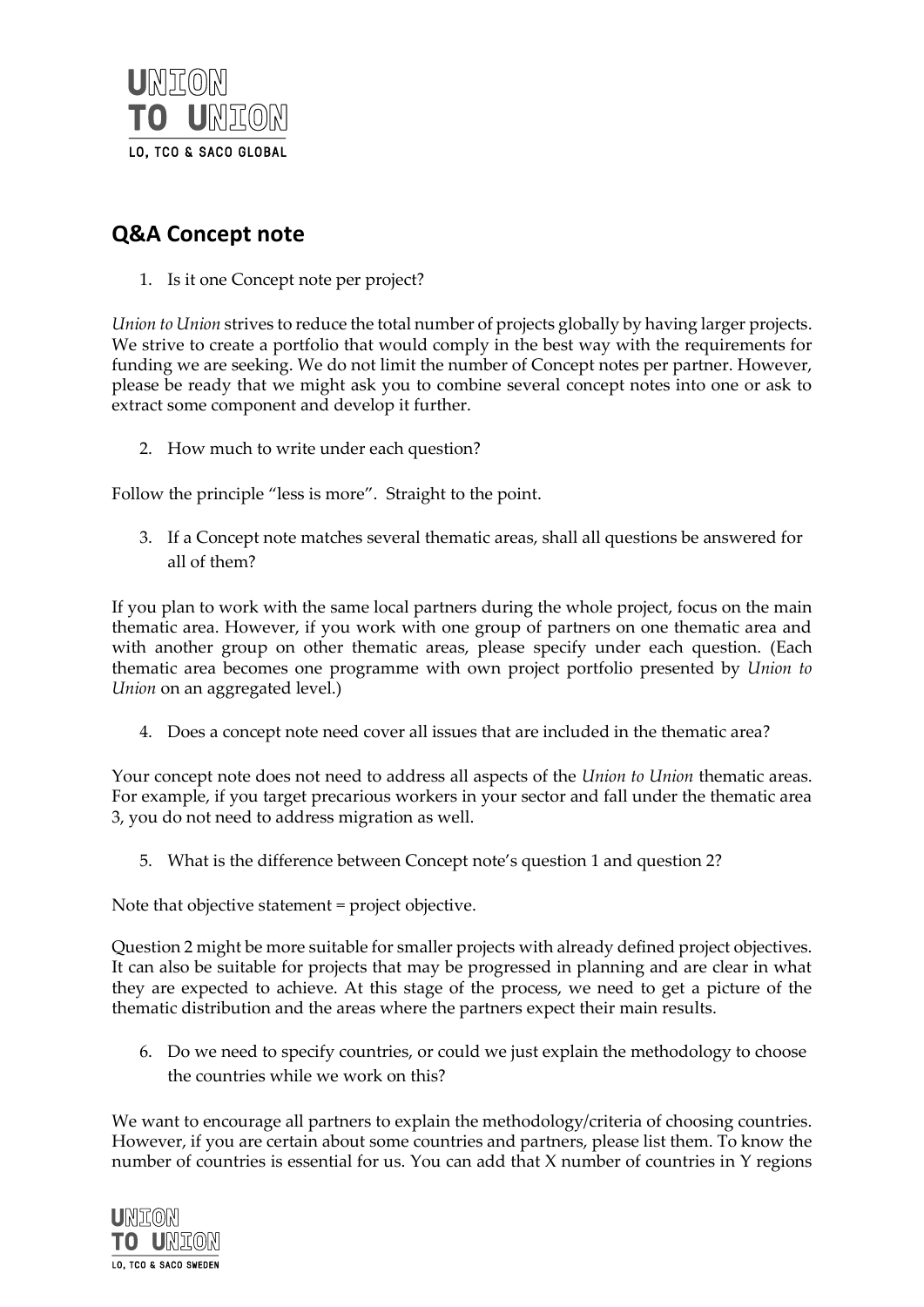## Q&A Concept note

1. Is it one Concept note per project?

*Union to Union* strives to reduce the total number of projects globally by having larger projects. We strive to create a portfolio that would comply in the best way with the requirements for funding we are seeking. We do not limit the number of Concept notes per partner. However, please be ready that we might ask you to combine several concept notes into one or ask to extract some component and develop it further.

2. How much to write under each question?

Follow the principle "less is more". Straight to the point.

3. If a Concept note matches several thematic areas, shall all questions be answered for all of them?

If you plan to work with the same local partners during the whole project, focus on the main thematic area. However, if you work with one group of partners on one thematic area and with another group on other thematic areas, please specify under each question. (Each thematic area becomes one programme with own project portfolio presented by *Union to Union* on an aggregated level.)

4. Does a concept note need cover all issues that are included in the thematic area?

Your concept note does not need to address all aspects of the *Union to Union* thematic areas. For example, if you target precarious workers in your sector and fall under the thematic area 3, you do not need to address migration as well.

5. What is the difference between Concept note's question 1 and question 2?

Note that objective statement = project objective.

Question 2 might be more suitable for smaller projects with already defined project objectives. It can also be suitable for projects that may be progressed in planning and are clear in what they are expected to achieve. At this stage of the process, we need to get a picture of the thematic distribution and the areas where the partners expect their main results.

6. Do we need to specify countries, or could we just explain the methodology to choose the countries while we work on this?

We want to encourage all partners to explain the methodology/criteria of choosing countries. However, if you are certain about some countries and partners, please list them. To know the number of countries is essential for us. You can add that X number of countries in Y regions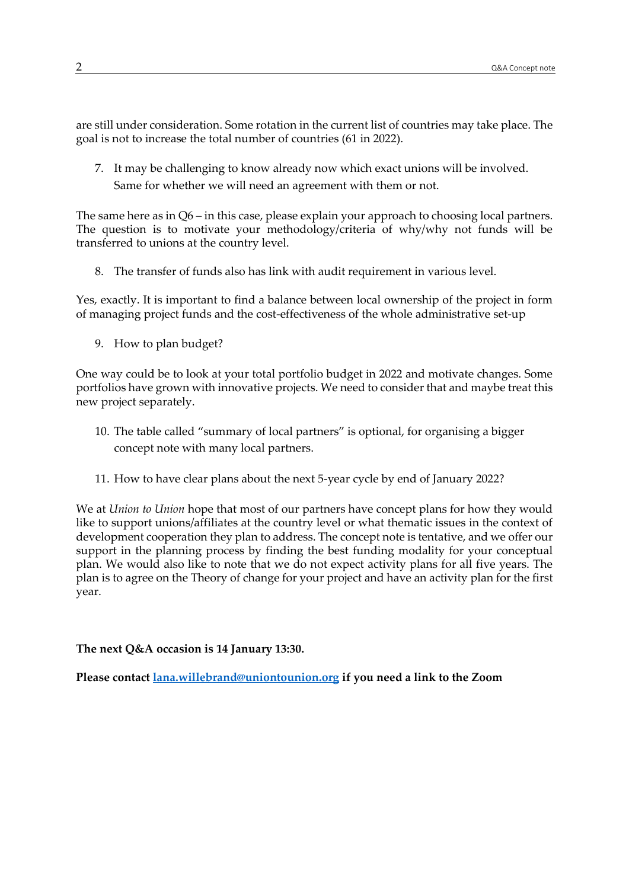are still under consideration. Some rotation in the current list of countries may take place. The goal is not to increase the total number of countries (61 in 2022).

7. It may be challenging to know already now which exact unions will be involved. Same for whether we will need an agreement with them or not.

The same here as in Q6 – in this case, please explain your approach to choosing local partners. The question is to motivate your methodology/criteria of why/why not funds will be transferred to unions at the country level.

8. The transfer of funds also has link with audit requirement in various level.

Yes, exactly. It is important to find a balance between local ownership of the project in form of managing project funds and the cost-effectiveness of the whole administrative set-up

9. How to plan budget?

One way could be to look at your total portfolio budget in 2022 and motivate changes. Some portfolios have grown with innovative projects. We need to consider that and maybe treat this new project separately.

10. The table called "summary of local partners" is optional, for organising a bigger concept note with many local partners.

11. How to have clear plans about the next 5-year cycle by end of January 2022?

We at *Union to Union* hope that most of our partners have concept plans for how they would like to support unions/affiliates at the country level or what thematic issues in the context of development cooperation they plan to address. The concept note is tentative, and we offer our support in the planning process by finding the best funding modality for your conceptual plan. We would also like to note that we do not expect activity plans for all five years. The plan is to agree on the Theory of change for your project and have an activity plan for the first year.

**The next Q&A occasion is 14 January 13:30.**

**Please contact [lana.willebrand@uniontounion.org](mailto:lana.willebrand@uniontounion.org) if you need a link to the Zoom**